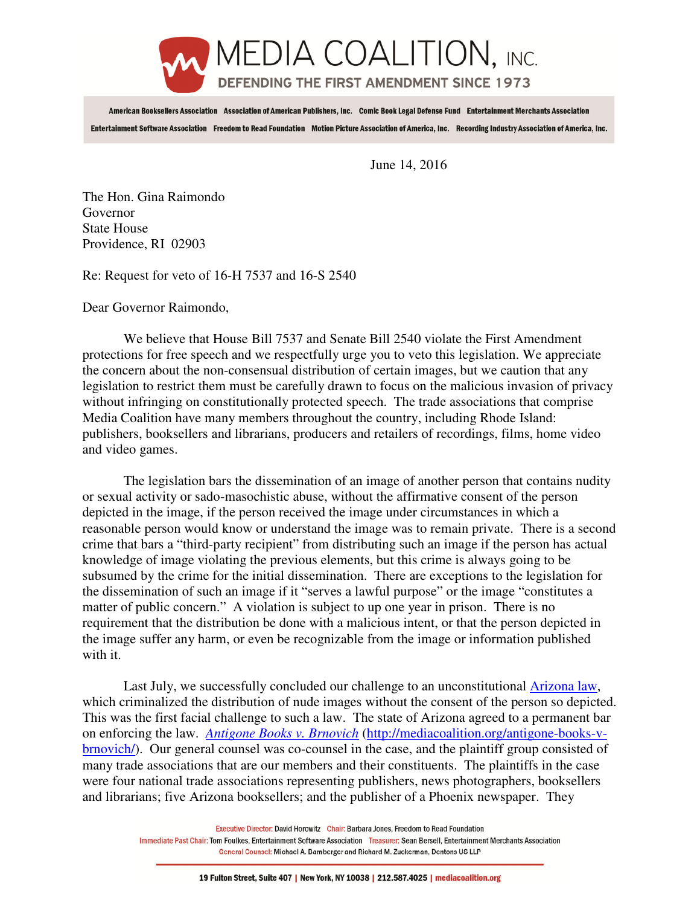# MEDIA COALITION, INC.

**DEFENDING THE FIRST AMENDMENT SINCE 1973**

**American Booksellers Association Association of American Publishers, Inc. Comic Book Legal Defense Fund Entertainment Merchants Association Entertainment Software Association Freedom to Read Foundation Motion Picture Association of America, Inc. Recording Industry Association of America, Inc.**

June 14, 2016

The Hon. Gina Raimondo
Governor
State House
Providence, RI 02903

Re: Request for veto of 16-H 7537 and 16-S 2540

Dear Governor Raimondo,

We believe that House Bill 7537 and Senate Bill 2540 violate the First Amendment protections for free speech and we respectfully urge you to veto this legislation. We appreciate the concern about the non-consensual distribution of certain images, but we caution that any legislation to restrict them must be carefully drawn to focus on the malicious invasion of privacy without infringing on constitutionally protected speech. The trade associations that comprise Media Coalition have many members throughout the country, including Rhode Island: publishers, booksellers and librarians, producers and retailers of recordings, films, home video and video games.

The legislation bars the dissemination of an image of another person that contains nudity or sexual activity or sado-masochistic abuse, without the affirmative consent of the person depicted in the image, if the person received the image under circumstances in which a reasonable person would know or understand the image was to remain private. There is a second crime that bars a "third-party recipient" from distributing such an image if the person has actual knowledge of image violating the previous elements, but this crime is always going to be subsumed by the crime for the initial dissemination. There are exceptions to the legislation for the dissemination of such an image if it "serves a lawful purpose" or the image "constitutes a matter of public concern." A violation is subject to up one year in prison. There is no requirement that the distribution be done with a malicious intent, or that the person depicted in the image suffer any harm, or even be recognizable from the image or information published with it.

Last July, we successfully concluded our challenge to an unconstitutional Arizona law, which criminalized the distribution of nude images without the consent of the person so depicted. This was the first facial challenge to such a law. The state of Arizona agreed to a permanent bar on enforcing the law. *Antigone Books v. Brnovich* (http://mediacoalition.org/antigone-books-v-brnovich/). Our general counsel was co-counsel in the case, and the plaintiff group consisted of many trade associations that are our members and their constituents. The plaintiffs in the case were four national trade associations representing publishers, news photographers, booksellers and librarians; five Arizona booksellers; and the publisher of a Phoenix newspaper. They

Executive Director: David Horowitz Chair: Barbara Jones, Freedom to Read Foundation
Immediate Past Chair: Tom Foulkes, Entertainment Software Association Treasurer: Sean Bersell, Entertainment Merchants Association
General Counsel: Michael A. Bamberger and Richard M. Zuckerman, Dentons US LLP

19 Fulton Street, Suite 407 | New York, NY 10038 | 212.587.4025 | mediacoalition.org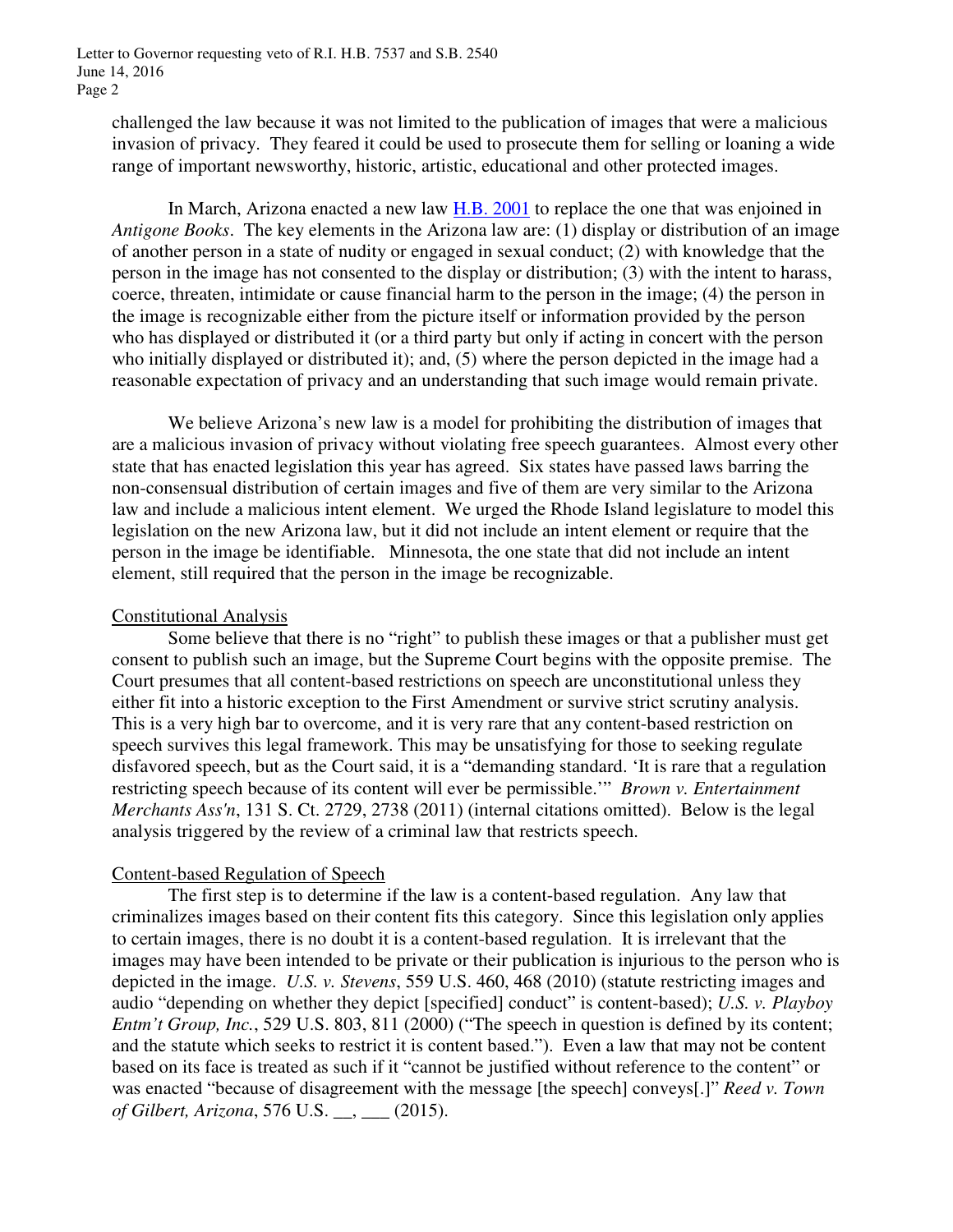challenged the law because it was not limited to the publication of images that were a malicious invasion of privacy. They feared it could be used to prosecute them for selling or loaning a wide range of important newsworthy, historic, artistic, educational and other protected images.

In March, Arizona enacted a new law [H.B. 2001](#) to replace the one that was enjoined in *Antigone Books*. The key elements in the Arizona law are: (1) display or distribution of an image of another person in a state of nudity or engaged in sexual conduct; (2) with knowledge that the person in the image has not consented to the display or distribution; (3) with the intent to harass, coerce, threaten, intimidate or cause financial harm to the person in the image; (4) the person in the image is recognizable either from the picture itself or information provided by the person who has displayed or distributed it (or a third party but only if acting in concert with the person who initially displayed or distributed it); and, (5) where the person depicted in the image had a reasonable expectation of privacy and an understanding that such image would remain private.

We believe Arizona's new law is a model for prohibiting the distribution of images that are a malicious invasion of privacy without violating free speech guarantees. Almost every other state that has enacted legislation this year has agreed. Six states have passed laws barring the non-consensual distribution of certain images and five of them are very similar to the Arizona law and include a malicious intent element. We urged the Rhode Island legislature to model this legislation on the new Arizona law, but it did not include an intent element or require that the person in the image be identifiable. Minnesota, the one state that did not include an intent element, still required that the person in the image be recognizable.

<u>Constitutional Analysis</u>

Some believe that there is no "right" to publish these images or that a publisher must get consent to publish such an image, but the Supreme Court begins with the opposite premise. The Court presumes that all content-based restrictions on speech are unconstitutional unless they either fit into a historic exception to the First Amendment or survive strict scrutiny analysis. This is a very high bar to overcome, and it is very rare that any content-based restriction on speech survives this legal framework. This may be unsatisfying for those to seeking regulate disfavored speech, but as the Court said, it is a "demanding standard. 'It is rare that a regulation restricting speech because of its content will ever be permissible.'" *Brown v. Entertainment Merchants Ass'n*, 131 S. Ct. 2729, 2738 (2011) (internal citations omitted). Below is the legal analysis triggered by the review of a criminal law that restricts speech.

<u>Content-based Regulation of Speech</u>

The first step is to determine if the law is a content-based regulation. Any law that criminalizes images based on their content fits this category. Since this legislation only applies to certain images, there is no doubt it is a content-based regulation. It is irrelevant that the images may have been intended to be private or their publication is injurious to the person who is depicted in the image. *U.S. v. Stevens*, 559 U.S. 460, 468 (2010) (statute restricting images and audio "depending on whether they depict [specified] conduct" is content-based); *U.S. v. Playboy Entm't Group, Inc.*, 529 U.S. 803, 811 (2000) ("The speech in question is defined by its content; and the statute which seeks to restrict it is content based."). Even a law that may not be content based on its face is treated as such if it "cannot be justified without reference to the content" or was enacted "because of disagreement with the message [the speech] conveys[.]" *Reed v. Town of Gilbert, Arizona*, 576 U.S. __, ___ (2015).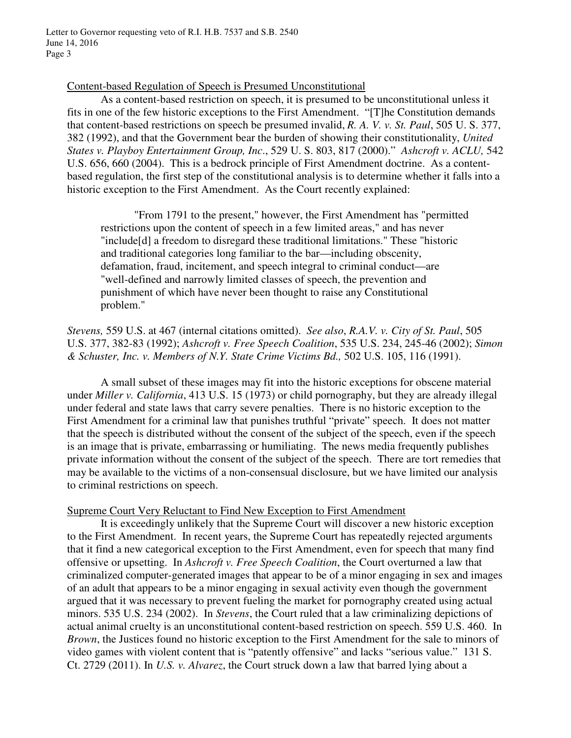Content-based Regulation of Speech is Presumed Unconstitutional

As a content-based restriction on speech, it is presumed to be unconstitutional unless it fits in one of the few historic exceptions to the First Amendment. "[T]he Constitution demands that content-based restrictions on speech be presumed invalid, *R. A. V. v. St. Paul*, 505 U. S. 377, 382 (1992), and that the Government bear the burden of showing their constitutionality, *United States v. Playboy Entertainment Group, Inc*., 529 U. S. 803, 817 (2000)." *Ashcroft v. ACLU,* 542 U.S. 656, 660 (2004). This is a bedrock principle of First Amendment doctrine. As a content-based regulation, the first step of the constitutional analysis is to determine whether it falls into a historic exception to the First Amendment. As the Court recently explained:

> "From 1791 to the present," however, the First Amendment has "permitted restrictions upon the content of speech in a few limited areas," and has never "include[d] a freedom to disregard these traditional limitations." These "historic and traditional categories long familiar to the bar—including obscenity, defamation, fraud, incitement, and speech integral to criminal conduct—are "well-defined and narrowly limited classes of speech, the prevention and punishment of which have never been thought to raise any Constitutional problem."

*Stevens,* 559 U.S. at 467 (internal citations omitted). *See also*, *R.A.V. v. City of St. Paul*, 505 U.S. 377, 382-83 (1992); *Ashcroft v. Free Speech Coalition*, 535 U.S. 234, 245-46 (2002); *Simon & Schuster, Inc. v. Members of N.Y. State Crime Victims Bd.,* 502 U.S. 105, 116 (1991).

A small subset of these images may fit into the historic exceptions for obscene material under *Miller v. California*, 413 U.S. 15 (1973) or child pornography, but they are already illegal under federal and state laws that carry severe penalties. There is no historic exception to the First Amendment for a criminal law that punishes truthful "private" speech. It does not matter that the speech is distributed without the consent of the subject of the speech, even if the speech is an image that is private, embarrassing or humiliating. The news media frequently publishes private information without the consent of the subject of the speech. There are tort remedies that may be available to the victims of a non-consensual disclosure, but we have limited our analysis to criminal restrictions on speech.

Supreme Court Very Reluctant to Find New Exception to First Amendment

It is exceedingly unlikely that the Supreme Court will discover a new historic exception to the First Amendment. In recent years, the Supreme Court has repeatedly rejected arguments that it find a new categorical exception to the First Amendment, even for speech that many find offensive or upsetting. In *Ashcroft v. Free Speech Coalition*, the Court overturned a law that criminalized computer-generated images that appear to be of a minor engaging in sex and images of an adult that appears to be a minor engaging in sexual activity even though the government argued that it was necessary to prevent fueling the market for pornography created using actual minors. 535 U.S. 234 (2002). In *Stevens*, the Court ruled that a law criminalizing depictions of actual animal cruelty is an unconstitutional content-based restriction on speech. 559 U.S. 460. In *Brown*, the Justices found no historic exception to the First Amendment for the sale to minors of video games with violent content that is "patently offensive" and lacks "serious value." 131 S. Ct. 2729 (2011). In *U.S. v. Alvarez*, the Court struck down a law that barred lying about a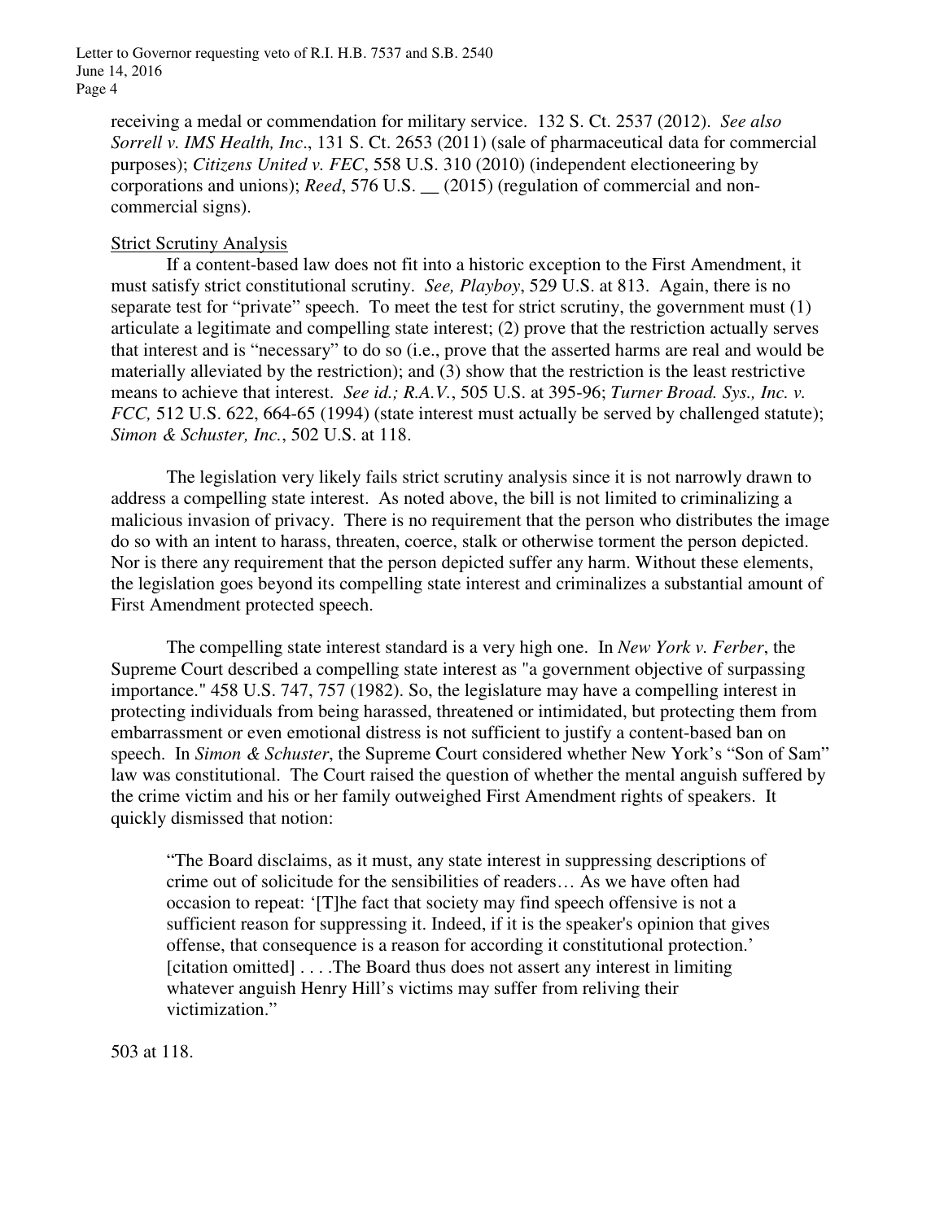receiving a medal or commendation for military service. 132 S. Ct. 2537 (2012). *See also Sorrell v. IMS Health, Inc*., 131 S. Ct. 2653 (2011) (sale of pharmaceutical data for commercial purposes); *Citizens United v. FEC*, 558 U.S. 310 (2010) (independent electioneering by corporations and unions); *Reed*, 576 U.S. __ (2015) (regulation of commercial and non-commercial signs).

<u>Strict Scrutiny Analysis</u>

If a content-based law does not fit into a historic exception to the First Amendment, it must satisfy strict constitutional scrutiny. *See, Playboy*, 529 U.S. at 813. Again, there is no separate test for "private" speech. To meet the test for strict scrutiny, the government must (1) articulate a legitimate and compelling state interest; (2) prove that the restriction actually serves that interest and is "necessary" to do so (i.e., prove that the asserted harms are real and would be materially alleviated by the restriction); and (3) show that the restriction is the least restrictive means to achieve that interest. *See id.; R.A.V.*, 505 U.S. at 395-96; *Turner Broad. Sys., Inc. v. FCC,* 512 U.S. 622, 664-65 (1994) (state interest must actually be served by challenged statute); *Simon & Schuster, Inc.*, 502 U.S. at 118.

The legislation very likely fails strict scrutiny analysis since it is not narrowly drawn to address a compelling state interest. As noted above, the bill is not limited to criminalizing a malicious invasion of privacy. There is no requirement that the person who distributes the image do so with an intent to harass, threaten, coerce, stalk or otherwise torment the person depicted. Nor is there any requirement that the person depicted suffer any harm. Without these elements, the legislation goes beyond its compelling state interest and criminalizes a substantial amount of First Amendment protected speech.

The compelling state interest standard is a very high one. In *New York v. Ferber*, the Supreme Court described a compelling state interest as "a government objective of surpassing importance." 458 U.S. 747, 757 (1982). So, the legislature may have a compelling interest in protecting individuals from being harassed, threatened or intimidated, but protecting them from embarrassment or even emotional distress is not sufficient to justify a content-based ban on speech. In *Simon & Schuster*, the Supreme Court considered whether New York's "Son of Sam" law was constitutional. The Court raised the question of whether the mental anguish suffered by the crime victim and his or her family outweighed First Amendment rights of speakers. It quickly dismissed that notion:

> "The Board disclaims, as it must, any state interest in suppressing descriptions of crime out of solicitude for the sensibilities of readers… As we have often had occasion to repeat: '[T]he fact that society may find speech offensive is not a sufficient reason for suppressing it. Indeed, if it is the speaker's opinion that gives offense, that consequence is a reason for according it constitutional protection.' [citation omitted] . . . .The Board thus does not assert any interest in limiting whatever anguish Henry Hill's victims may suffer from reliving their victimization."

503 at 118.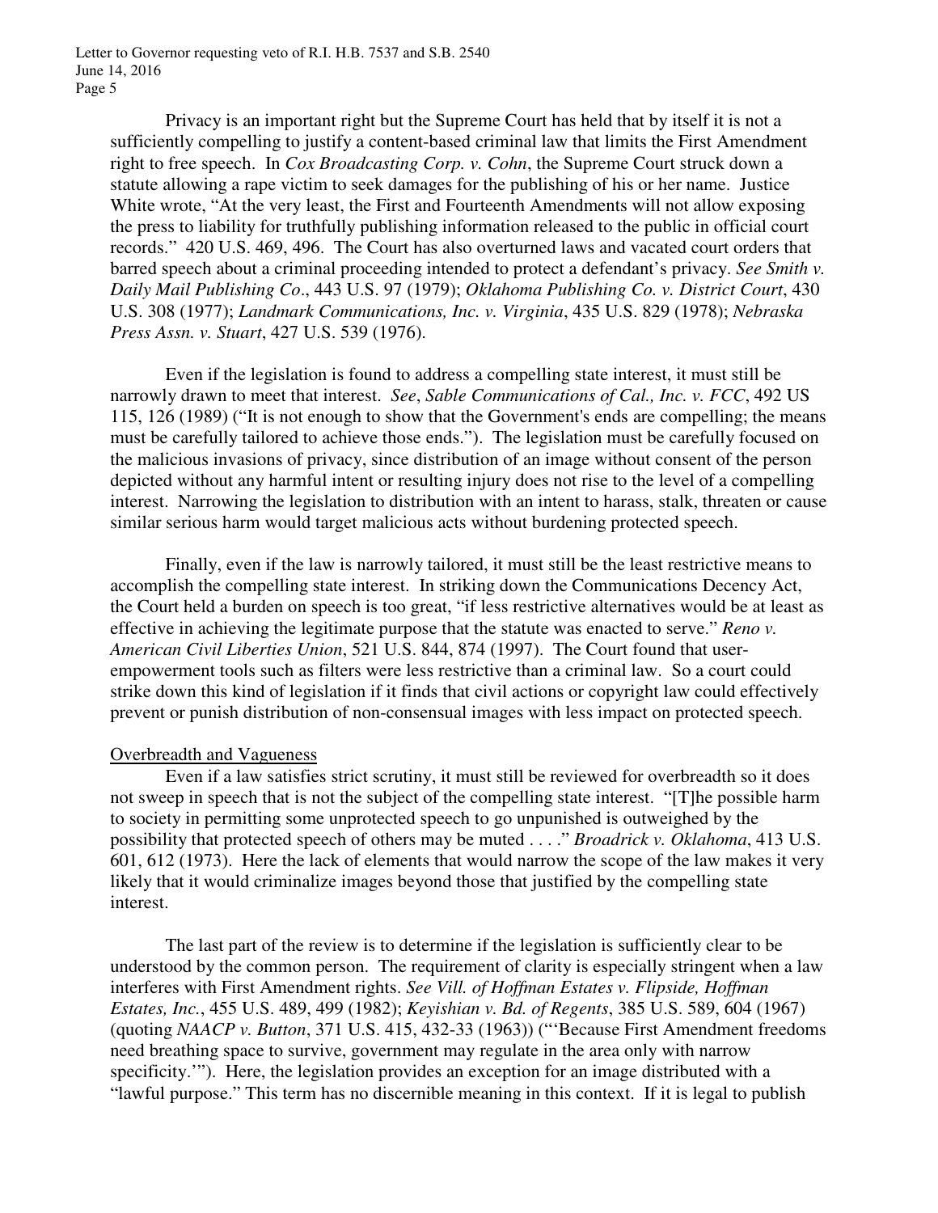Privacy is an important right but the Supreme Court has held that by itself it is not a sufficiently compelling to justify a content-based criminal law that limits the First Amendment right to free speech. In *Cox Broadcasting Corp. v. Cohn*, the Supreme Court struck down a statute allowing a rape victim to seek damages for the publishing of his or her name. Justice White wrote, "At the very least, the First and Fourteenth Amendments will not allow exposing the press to liability for truthfully publishing information released to the public in official court records." 420 U.S. 469, 496. The Court has also overturned laws and vacated court orders that barred speech about a criminal proceeding intended to protect a defendant's privacy. *See Smith v. Daily Mail Publishing Co*., 443 U.S. 97 (1979); *Oklahoma Publishing Co. v. District Court*, 430 U.S. 308 (1977); *Landmark Communications, Inc. v. Virginia*, 435 U.S. 829 (1978); *Nebraska Press Assn. v. Stuart*, 427 U.S. 539 (1976).

Even if the legislation is found to address a compelling state interest, it must still be narrowly drawn to meet that interest. *See*, *Sable Communications of Cal., Inc. v. FCC*, 492 US 115, 126 (1989) ("It is not enough to show that the Government's ends are compelling; the means must be carefully tailored to achieve those ends."). The legislation must be carefully focused on the malicious invasions of privacy, since distribution of an image without consent of the person depicted without any harmful intent or resulting injury does not rise to the level of a compelling interest. Narrowing the legislation to distribution with an intent to harass, stalk, threaten or cause similar serious harm would target malicious acts without burdening protected speech.

Finally, even if the law is narrowly tailored, it must still be the least restrictive means to accomplish the compelling state interest. In striking down the Communications Decency Act, the Court held a burden on speech is too great, "if less restrictive alternatives would be at least as effective in achieving the legitimate purpose that the statute was enacted to serve." *Reno v. American Civil Liberties Union*, 521 U.S. 844, 874 (1997). The Court found that user-empowerment tools such as filters were less restrictive than a criminal law. So a court could strike down this kind of legislation if it finds that civil actions or copyright law could effectively prevent or punish distribution of non-consensual images with less impact on protected speech.

<u>Overbreadth and Vagueness</u>

Even if a law satisfies strict scrutiny, it must still be reviewed for overbreadth so it does not sweep in speech that is not the subject of the compelling state interest. "[T]he possible harm to society in permitting some unprotected speech to go unpunished is outweighed by the possibility that protected speech of others may be muted . . . ." *Broadrick v. Oklahoma*, 413 U.S. 601, 612 (1973). Here the lack of elements that would narrow the scope of the law makes it very likely that it would criminalize images beyond those that justified by the compelling state interest.

The last part of the review is to determine if the legislation is sufficiently clear to be understood by the common person. The requirement of clarity is especially stringent when a law interferes with First Amendment rights. *See Vill. of Hoffman Estates v. Flipside, Hoffman Estates, Inc.*, 455 U.S. 489, 499 (1982); *Keyishian v. Bd. of Regents*, 385 U.S. 589, 604 (1967) (quoting *NAACP v. Button*, 371 U.S. 415, 432-33 (1963)) ("'Because First Amendment freedoms need breathing space to survive, government may regulate in the area only with narrow specificity.'"). Here, the legislation provides an exception for an image distributed with a "lawful purpose." This term has no discernible meaning in this context. If it is legal to publish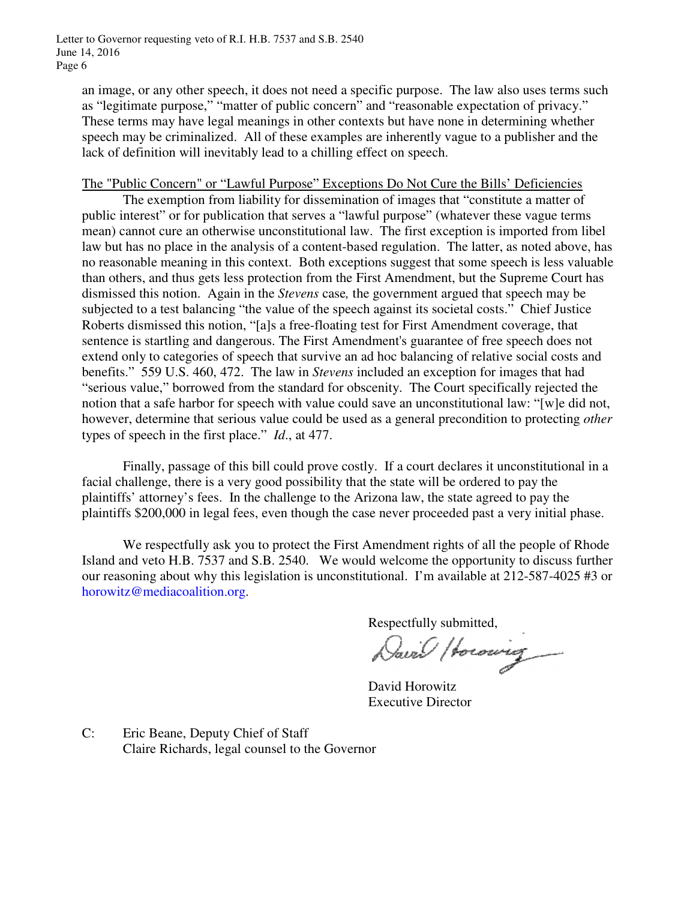an image, or any other speech, it does not need a specific purpose. The law also uses terms such as "legitimate purpose," "matter of public concern" and "reasonable expectation of privacy." These terms may have legal meanings in other contexts but have none in determining whether speech may be criminalized. All of these examples are inherently vague to a publisher and the lack of definition will inevitably lead to a chilling effect on speech.

The "Public Concern" or "Lawful Purpose" Exceptions Do Not Cure the Bills' Deficiencies

The exemption from liability for dissemination of images that "constitute a matter of public interest" or for publication that serves a "lawful purpose" (whatever these vague terms mean) cannot cure an otherwise unconstitutional law. The first exception is imported from libel law but has no place in the analysis of a content-based regulation. The latter, as noted above, has no reasonable meaning in this context. Both exceptions suggest that some speech is less valuable than others, and thus gets less protection from the First Amendment, but the Supreme Court has dismissed this notion. Again in the *Stevens* case*,* the government argued that speech may be subjected to a test balancing "the value of the speech against its societal costs." Chief Justice Roberts dismissed this notion, "[a]s a free-floating test for First Amendment coverage, that sentence is startling and dangerous. The First Amendment's guarantee of free speech does not extend only to categories of speech that survive an ad hoc balancing of relative social costs and benefits." 559 U.S. 460, 472. The law in *Stevens* included an exception for images that had "serious value," borrowed from the standard for obscenity. The Court specifically rejected the notion that a safe harbor for speech with value could save an unconstitutional law: "[w]e did not, however, determine that serious value could be used as a general precondition to protecting *other* types of speech in the first place." *Id*., at 477.

Finally, passage of this bill could prove costly. If a court declares it unconstitutional in a facial challenge, there is a very good possibility that the state will be ordered to pay the plaintiffs' attorney's fees. In the challenge to the Arizona law, the state agreed to pay the plaintiffs $200,000 in legal fees, even though the case never proceeded past a very initial phase.

We respectfully ask you to protect the First Amendment rights of all the people of Rhode Island and veto H.B. 7537 and S.B. 2540. We would welcome the opportunity to discuss further our reasoning about why this legislation is unconstitutional. I'm available at 212-587-4025 #3 or horowitz@mediacoalition.org.

Respectfully submitted,

David Horowitz
Executive Director

C: Eric Beane, Deputy Chief of Staff
Claire Richards, legal counsel to the Governor